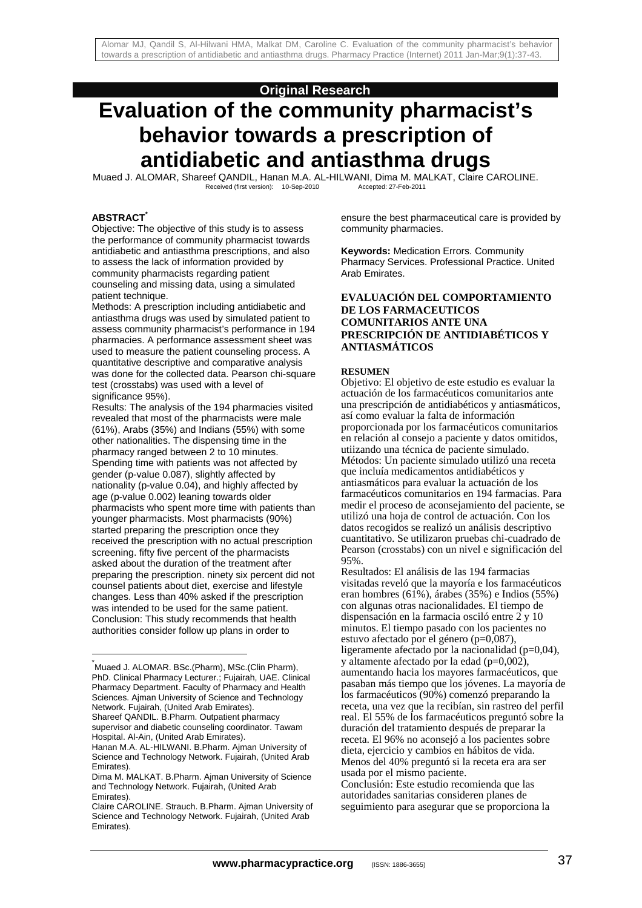Alomar MJ, Qandil S, Al-Hilwani HMA, Malkat DM, Caroline C. Evaluation of the community pharmacist's behavior towards a prescription of antidiabetic and antiasthma drugs. Pharmacy Practice (Internet) 2011 Jan-Mar;9(1):37-43.

**Original Research**

# Evaluation of the community pharmacist's behavior towards a prescription of antidiabetic and antiasthma drugs

Muaed J. ALOMAR, Shareef QANDIL, Hanan M.A. AL-HILWANI, Dima M. MALKAT, Claire CAROLINE.

Received (first version): 10-Sep-2010 Accepted: 27-Feb-2011

## ABSTRACT[*]

Objective: The objective of this study is to assess the performance of community pharmacist towards antidiabetic and antiasthma prescriptions, and also to assess the lack of information provided by community pharmacists regarding patient counseling and missing data, using a simulated patient technique.

Methods: A prescription including antidiabetic and antiasthma drugs was used by simulated patient to assess community pharmacist's performance in 194 pharmacies. A performance assessment sheet was used to measure the patient counseling process. A quantitative descriptive and comparative analysis was done for the collected data. Pearson chi-square test (crosstabs) was used with a level of significance 95%).

Results: The analysis of the 194 pharmacies visited revealed that most of the pharmacists were male (61%), Arabs (35%) and Indians (55%) with some other nationalities. The dispensing time in the pharmacy ranged between 2 to 10 minutes. Spending time with patients was not affected by gender (p-value 0.087), slightly affected by nationality (p-value 0.04), and highly affected by age (p-value 0.002) leaning towards older pharmacists who spent more time with patients than younger pharmacists. Most pharmacists (90%) started preparing the prescription once they received the prescription with no actual prescription screening. fifty five percent of the pharmacists asked about the duration of the treatment after preparing the prescription. ninety six percent did not counsel patients about diet, exercise and lifestyle changes. Less than 40% asked if the prescription was intended to be used for the same patient.

Conclusion: This study recommends that health authorities consider follow up plans in order to ensure the best pharmaceutical care is provided by community pharmacies.

**Keywords:** Medication Errors. Community Pharmacy Services. Professional Practice. United Arab Emirates.

## EVALUACIÓN DEL COMPORTAMIENTO DE LOS FARMACEUTICOS COMUNITARIOS ANTE UNA PRESCRIPCIÓN DE ANTIDIABÉTICOS Y ANTIASMÁTICOS

### RESUMEN

Objetivo: El objetivo de este estudio es evaluar la actuación de los farmacéuticos comunitarios ante una prescripción de antidiabéticos y antiasmáticos, así como evaluar la falta de información proporcionada por los farmacéuticos comunitarios en relación al consejo a paciente y datos omitidos, utiizando una técnica de paciente simulado.

Métodos: Un paciente simulado utilizó una receta que incluía medicamentos antidiabéticos y antiasmáticos para evaluar la actuación de los farmacéuticos comunitarios en 194 farmacias. Para medir el proceso de aconsejamiento del paciente, se utilizó una hoja de control de actuación. Con los datos recogidos se realizó un análisis descriptivo cuantitativo. Se utilizaron pruebas chi-cuadrado de Pearson (crosstabs) con un nivel e significación del 95%.

Resultados: El análisis de las 194 farmacias visitadas reveló que la mayoría e los farmacéuticos eran hombres (61%), árabes (35%) e Indios (55%) con algunas otras nacionalidades. El tiempo de dispensación en la farmacia osciló entre 2 y 10 minutos. El tiempo pasado con los pacientes no estuvo afectado por el género (p=0,087), ligeramente afectado por la nacionalidad (p=0,04), y altamente afectado por la edad (p=0,002), aumentando hacia los mayores farmacéuticos, que pasaban más tiempo que los jóvenes. La mayoría de los farmacéuticos (90%) comenzó preparando la receta, una vez que la recibían, sin rastreo del perfil real. El 55% de los farmacéuticos preguntó sobre la duración del tratamiento después de preparar la receta. El 96% no aconsejó a los pacientes sobre dieta, ejercicio y cambios en hábitos de vida. Menos del 40% preguntó si la receta era ara ser usada por el mismo paciente.

Conclusión: Este estudio recomienda que las autoridades sanitarias consideren planes de seguimiento para asegurar que se proporciona la

---

[*] Muaed J. ALOMAR. BSc.(Pharm), MSc.(Clin Pharm), PhD. Clinical Pharmacy Lecturer.; Fujairah, UAE. Clinical Pharmacy Department. Faculty of Pharmacy and Health Sciences. Ajman University of Science and Technology Network. Fujairah, (United Arab Emirates).

Shareef QANDIL. B.Pharm. Outpatient pharmacy supervisor and diabetic counseling coordinator. Tawam Hospital. Al-Ain, (United Arab Emirates).

Hanan M.A. AL-HILWANI. B.Pharm. Ajman University of Science and Technology Network. Fujairah, (United Arab Emirates).

Dima M. MALKAT. B.Pharm. Ajman University of Science and Technology Network. Fujairah, (United Arab Emirates).

Claire CAROLINE. Strauch. B.Pharm. Ajman University of Science and Technology Network. Fujairah, (United Arab Emirates).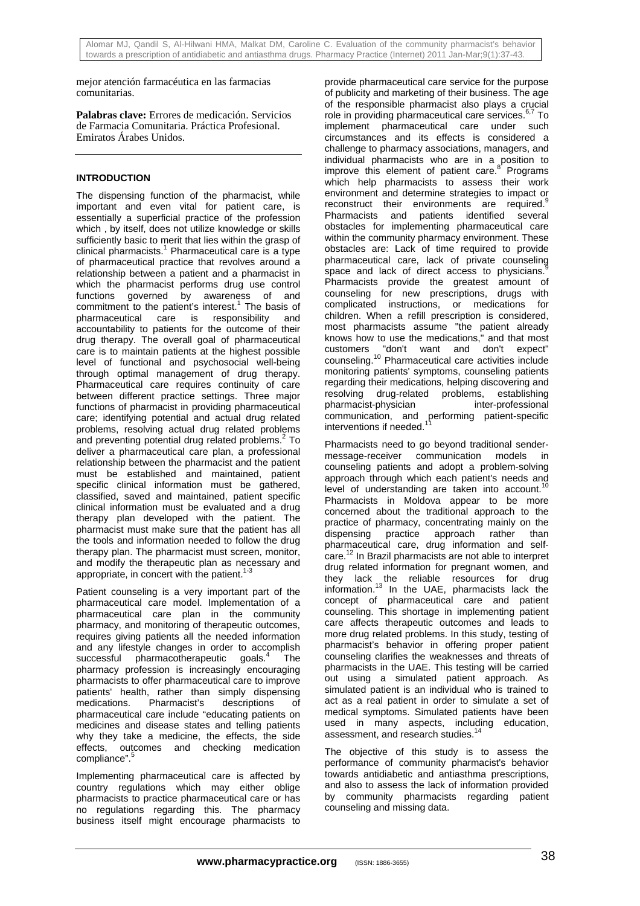mejor atención farmacéutica en las farmacias comunitarias.

**Palabras clave:** Errores de medicación. Servicios de Farmacia Comunitaria. Práctica Profesional. Emiratos Árabes Unidos.

## INTRODUCTION

The dispensing function of the pharmacist, while important and even vital for patient care, is essentially a superficial practice of the profession which , by itself, does not utilize knowledge or skills sufficiently basic to merit that lies within the grasp of clinical pharmacists.[1] Pharmaceutical care is a type of pharmaceutical practice that revolves around a relationship between a patient and a pharmacist in which the pharmacist performs drug use control functions governed by awareness of and commitment to the patient's interest.[1] The basis of pharmaceutical care is responsibility and accountability to patients for the outcome of their drug therapy. The overall goal of pharmaceutical care is to maintain patients at the highest possible level of functional and psychosocial well-being through optimal management of drug therapy. Pharmaceutical care requires continuity of care between different practice settings. Three major functions of pharmacist in providing pharmaceutical care; identifying potential and actual drug related problems, resolving actual drug related problems and preventing potential drug related problems.[2] To deliver a pharmaceutical care plan, a professional relationship between the pharmacist and the patient must be established and maintained, patient specific clinical information must be gathered, classified, saved and maintained, patient specific clinical information must be evaluated and a drug therapy plan developed with the patient. The pharmacist must make sure that the patient has all the tools and information needed to follow the drug therapy plan. The pharmacist must screen, monitor, and modify the therapeutic plan as necessary and appropriate, in concert with the patient.[1-3]

Patient counseling is a very important part of the pharmaceutical care model. Implementation of a pharmaceutical care plan in the community pharmacy, and monitoring of therapeutic outcomes, requires giving patients all the needed information and any lifestyle changes in order to accomplish successful pharmacotherapeutic goals.[4] The pharmacy profession is increasingly encouraging pharmacists to offer pharmaceutical care to improve patients' health, rather than simply dispensing medications. Pharmacist's descriptions of pharmaceutical care include "educating patients on medicines and disease states and telling patients why they take a medicine, the effects, the side effects, outcomes and checking medication compliance".[5]

Implementing pharmaceutical care is affected by country regulations which may either oblige pharmacists to practice pharmaceutical care or has no regulations regarding this. The pharmacy business itself might encourage pharmacists to provide pharmaceutical care service for the purpose of publicity and marketing of their business. The age of the responsible pharmacist also plays a crucial role in providing pharmaceutical care services.[6,7] To implement pharmaceutical care under such circumstances and its effects is considered a challenge to pharmacy associations, managers, and individual pharmacists who are in a position to improve this element of patient care.[8] Programs which help pharmacists to assess their work environment and determine strategies to impact or reconstruct their environments are required.[9] Pharmacists and patients identified several obstacles for implementing pharmaceutical care within the community pharmacy environment. These obstacles are: Lack of time required to provide pharmaceutical care, lack of private counseling space and lack of direct access to physicians.[9] Pharmacists provide the greatest amount of counseling for new prescriptions, drugs with complicated instructions, or medications for children. When a refill prescription is considered, most pharmacists assume "the patient already knows how to use the medications," and that most customers "don't want and don't expect" counseling.[10] Pharmaceutical care activities include monitoring patients' symptoms, counseling patients regarding their medications, helping discovering and resolving drug-related problems, establishing pharmacist-physician inter-professional communication, and performing patient-specific interventions if needed.[11]

Pharmacists need to go beyond traditional sender-message-receiver communication models in counseling patients and adopt a problem-solving approach through which each patient's needs and level of understanding are taken into account.[10] Pharmacists in Moldova appear to be more concerned about the traditional approach to the practice of pharmacy, concentrating mainly on the dispensing practice approach rather than pharmaceutical care, drug information and self-care.[12] In Brazil pharmacists are not able to interpret drug related information for pregnant women, and they lack the reliable resources for drug information.[13] In the UAE, pharmacists lack the concept of pharmaceutical care and patient counseling. This shortage in implementing patient care affects therapeutic outcomes and leads to more drug related problems. In this study, testing of pharmacist's behavior in offering proper patient counseling clarifies the weaknesses and threats of pharmacists in the UAE. This testing will be carried out using a simulated patient approach. As simulated patient is an individual who is trained to act as a real patient in order to simulate a set of medical symptoms. Simulated patients have been used in many aspects, including education, assessment, and research studies.[14]

The objective of this study is to assess the performance of community pharmacist's behavior towards antidiabetic and antiasthma prescriptions, and also to assess the lack of information provided by community pharmacists regarding patient counseling and missing data.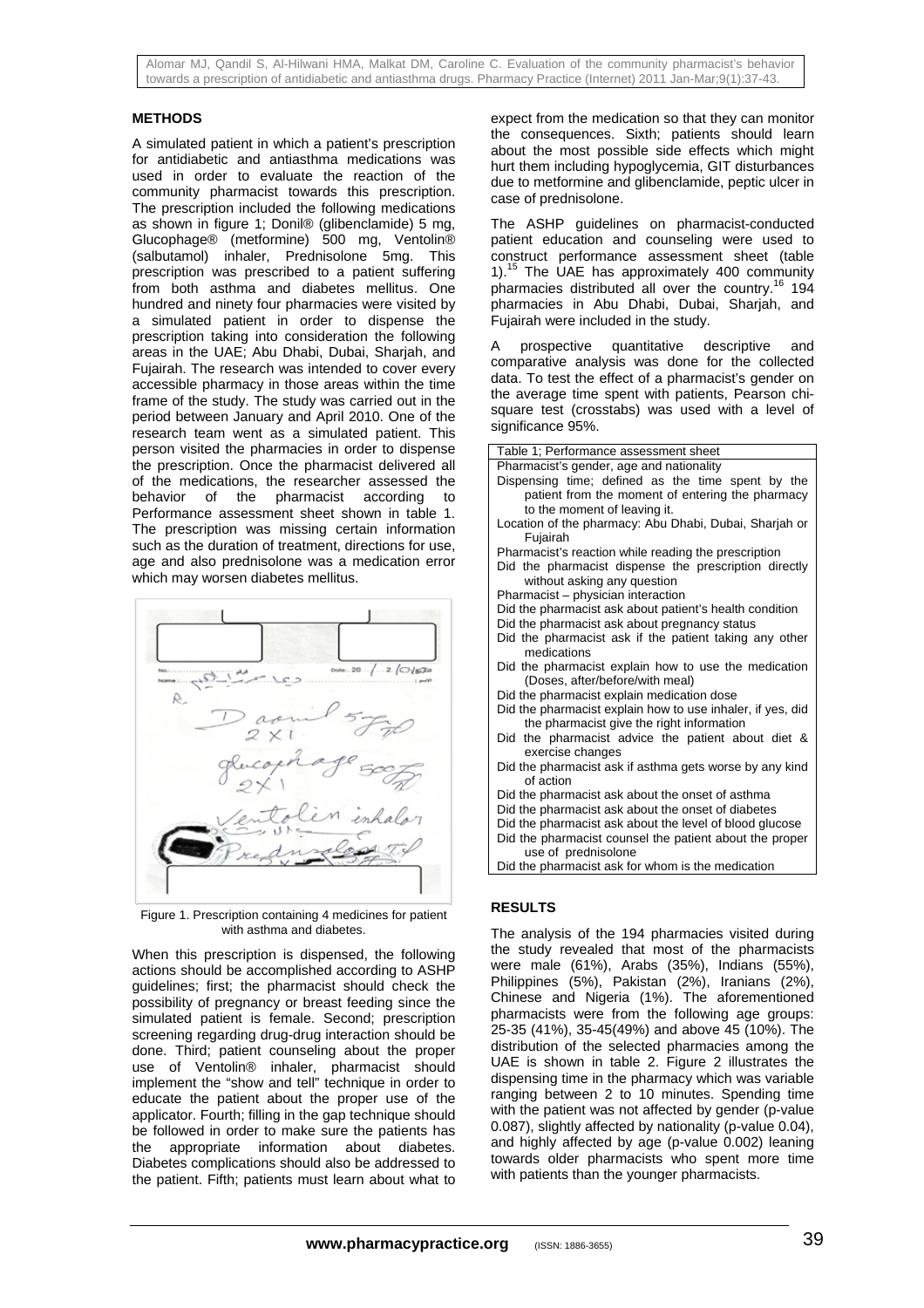## METHODS

A simulated patient in which a patient's prescription for antidiabetic and antiasthma medications was used in order to evaluate the reaction of the community pharmacist towards this prescription. The prescription included the following medications as shown in figure 1; Donil® (glibenclamide) 5 mg, Glucophage® (metformine) 500 mg, Ventolin® (salbutamol) inhaler, Prednisolone 5mg. This prescription was prescribed to a patient suffering from both asthma and diabetes mellitus. One hundred and ninety four pharmacies were visited by a simulated patient in order to dispense the prescription taking into consideration the following areas in the UAE; Abu Dhabi, Dubai, Sharjah, and Fujairah. The research was intended to cover every accessible pharmacy in those areas within the time frame of the study. The study was carried out in the period between January and April 2010. One of the research team went as a simulated patient. This person visited the pharmacies in order to dispense the prescription. Once the pharmacist delivered all of the medications, the researcher assessed the behavior of the pharmacist according to Performance assessment sheet shown in table 1. The prescription was missing certain information such as the duration of treatment, directions for use, age and also prednisolone was a medication error which may worsen diabetes mellitus.

Figure 1. Prescription containing 4 medicines for patient with asthma and diabetes.

When this prescription is dispensed, the following actions should be accomplished according to ASHP guidelines; first; the pharmacist should check the possibility of pregnancy or breast feeding since the simulated patient is female. Second; prescription screening regarding drug-drug interaction should be done. Third; patient counseling about the proper use of Ventolin® inhaler, pharmacist should implement the "show and tell" technique in order to educate the patient about the proper use of the applicator. Fourth; filling in the gap technique should be followed in order to make sure the patients has the appropriate information about diabetes. Diabetes complications should also be addressed to the patient. Fifth; patients must learn about what to expect from the medication so that they can monitor the consequences. Sixth; patients should learn about the most possible side effects which might hurt them including hypoglycemia, GIT disturbances due to metformine and glibenclamide, peptic ulcer in case of prednisolone.

The ASHP guidelines on pharmacist-conducted patient education and counseling were used to construct performance assessment sheet (table 1).[15] The UAE has approximately 400 community pharmacies distributed all over the country.[16] 194 pharmacies in Abu Dhabi, Dubai, Sharjah, and Fujairah were included in the study.

A prospective quantitative descriptive and comparative analysis was done for the collected data. To test the effect of a pharmacist's gender on the average time spent with patients, Pearson chi-square test (crosstabs) was used with a level of significance 95%.

| Table 1; Performance assessment sheet |
|---|
| Pharmacist's gender, age and nationality |
| Dispensing time; defined as the time spent by the patient from the moment of entering the pharmacy to the moment of leaving it. |
| Location of the pharmacy: Abu Dhabi, Dubai, Sharjah or Fujairah |
| Pharmacist's reaction while reading the prescription |
| Did the pharmacist dispense the prescription directly without asking any question |
| Pharmacist – physician interaction |
| Did the pharmacist ask about patient's health condition |
| Did the pharmacist ask about pregnancy status |
| Did the pharmacist ask if the patient taking any other medications |
| Did the pharmacist explain how to use the medication (Doses, after/before/with meal) |
| Did the pharmacist explain medication dose |
| Did the pharmacist explain how to use inhaler, if yes, did the pharmacist give the right information |
| Did the pharmacist advice the patient about diet & exercise changes |
| Did the pharmacist ask if asthma gets worse by any kind of action |
| Did the pharmacist ask about the onset of asthma |
| Did the pharmacist ask about the onset of diabetes |
| Did the pharmacist ask about the level of blood glucose |
| Did the pharmacist counsel the patient about the proper use of prednisolone |
| Did the pharmacist ask for whom is the medication |

## RESULTS

The analysis of the 194 pharmacies visited during the study revealed that most of the pharmacists were male (61%), Arabs (35%), Indians (55%), Philippines (5%), Pakistan (2%), Iranians (2%), Chinese and Nigeria (1%). The aforementioned pharmacists were from the following age groups: 25-35 (41%), 35-45(49%) and above 45 (10%). The distribution of the selected pharmacies among the UAE is shown in table 2. Figure 2 illustrates the dispensing time in the pharmacy which was variable ranging between 2 to 10 minutes. Spending time with the patient was not affected by gender (p-value 0.087), slightly affected by nationality (p-value 0.04), and highly affected by age (p-value 0.002) leaning towards older pharmacists who spent more time with patients than the younger pharmacists.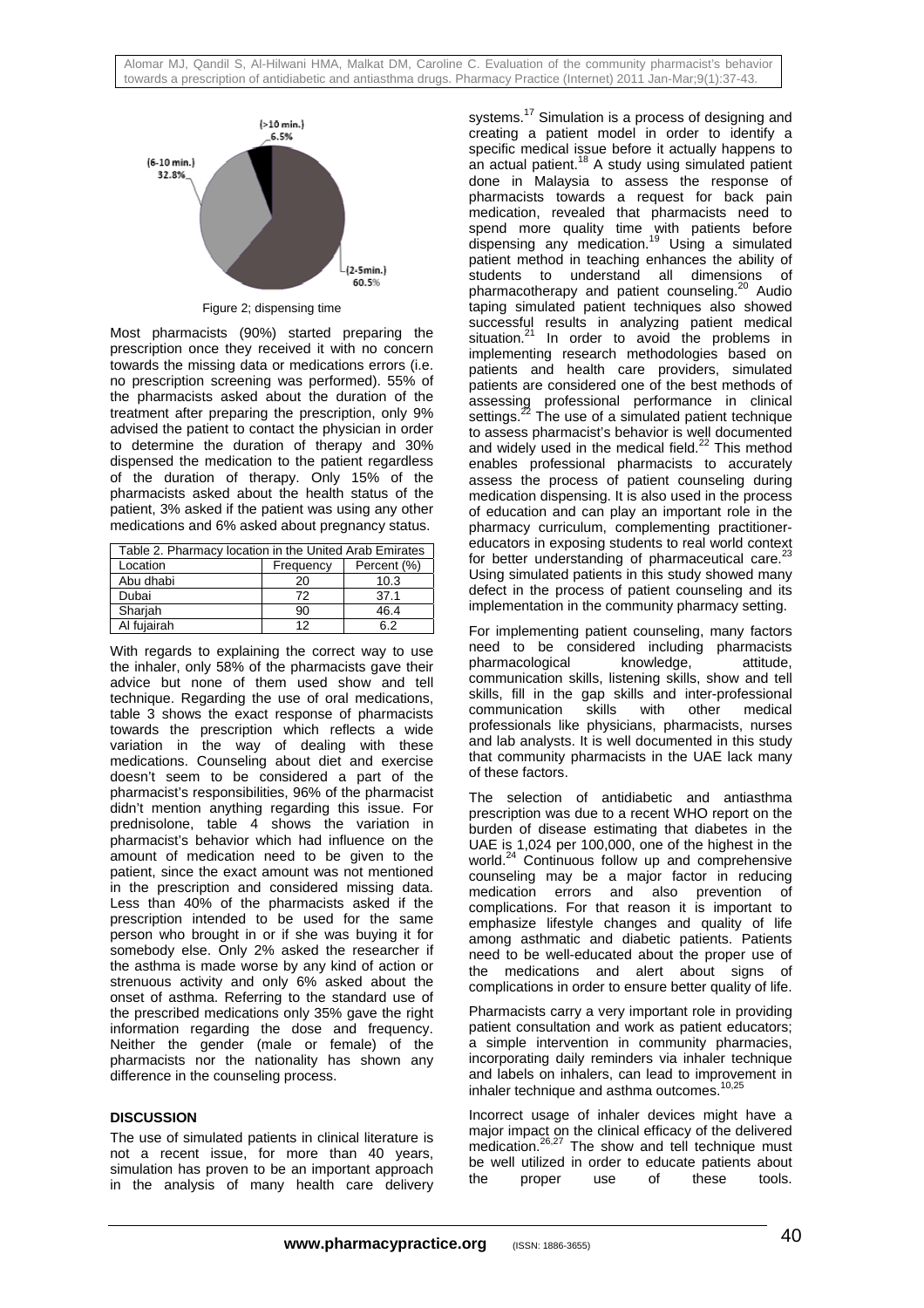Figure 2; dispensing time

Most pharmacists (90%) started preparing the prescription once they received it with no concern towards the missing data or medications errors (i.e. no prescription screening was performed). 55% of the pharmacists asked about the duration of the treatment after preparing the prescription, only 9% advised the patient to contact the physician in order to determine the duration of therapy and 30% dispensed the medication to the patient regardless of the duration of therapy. Only 15% of the pharmacists asked about the health status of the patient, 3% asked if the patient was using any other medications and 6% asked about pregnancy status.

Table 2. Pharmacy location in the United Arab Emirates

| Location | Frequency | Percent (%) |
|---|---|---|
| Abu dhabi | 20 | 10.3 |
| Dubai | 72 | 37.1 |
| Sharjah | 90 | 46.4 |
| Al fujairah | 12 | 6.2 |

With regards to explaining the correct way to use the inhaler, only 58% of the pharmacists gave their advice but none of them used show and tell technique. Regarding the use of oral medications, table 3 shows the exact response of pharmacists towards the prescription which reflects a wide variation in the way of dealing with these medications. Counseling about diet and exercise doesn't seem to be considered a part of the pharmacist's responsibilities, 96% of the pharmacist didn't mention anything regarding this issue. For prednisolone, table 4 shows the variation in pharmacist's behavior which had influence on the amount of medication need to be given to the patient, since the exact amount was not mentioned in the prescription and considered missing data. Less than 40% of the pharmacists asked if the prescription intended to be used for the same person who brought in or if she was buying it for somebody else. Only 2% asked the researcher if the asthma is made worse by any kind of action or strenuous activity and only 6% asked about the onset of asthma. Referring to the standard use of the prescribed medications only 35% gave the right information regarding the dose and frequency. Neither the gender (male or female) of the pharmacists nor the nationality has shown any difference in the counseling process.

## DISCUSSION

The use of simulated patients in clinical literature is not a recent issue, for more than 40 years, simulation has proven to be an important approach in the analysis of many health care delivery systems.[17] Simulation is a process of designing and creating a patient model in order to identify a specific medical issue before it actually happens to an actual patient.[18] A study using simulated patient done in Malaysia to assess the response of pharmacists towards a request for back pain medication, revealed that pharmacists need to spend more quality time with patients before dispensing any medication.[19] Using a simulated patient method in teaching enhances the ability of students to understand all dimensions of pharmacotherapy and patient counseling.[20] Audio taping simulated patient techniques also showed successful results in analyzing patient medical situation.[21] In order to avoid the problems in implementing research methodologies based on patients and health care providers, simulated patients are considered one of the best methods of assessing professional performance in clinical settings.[22] The use of a simulated patient technique to assess pharmacist's behavior is well documented and widely used in the medical field.[22] This method enables professional pharmacists to accurately assess the process of patient counseling during medication dispensing. It is also used in the process of education and can play an important role in the pharmacy curriculum, complementing practitioner-educators in exposing students to real world context for better understanding of pharmaceutical care.[23] Using simulated patients in this study showed many defect in the process of patient counseling and its implementation in the community pharmacy setting.

For implementing patient counseling, many factors need to be considered including pharmacists pharmacological knowledge, attitude, communication skills, listening skills, show and tell skills, fill in the gap skills and inter-professional communication skills with other medical professionals like physicians, pharmacists, nurses and lab analysts. It is well documented in this study that community pharmacists in the UAE lack many of these factors.

The selection of antidiabetic and antiasthma prescription was due to a recent WHO report on the burden of disease estimating that diabetes in the UAE is 1,024 per 100,000, one of the highest in the world.[24] Continuous follow up and comprehensive counseling may be a major factor in reducing medication errors and also prevention of complications. For that reason it is important to emphasize lifestyle changes and quality of life among asthmatic and diabetic patients. Patients need to be well-educated about the proper use of the medications and alert about signs of complications in order to ensure better quality of life.

Pharmacists carry a very important role in providing patient consultation and work as patient educators; a simple intervention in community pharmacies, incorporating daily reminders via inhaler technique and labels on inhalers, can lead to improvement in inhaler technique and asthma outcomes.[10,25]

Incorrect usage of inhaler devices might have a major impact on the clinical efficacy of the delivered medication.[26,27] The show and tell technique must be well utilized in order to educate patients about the proper use of these tools.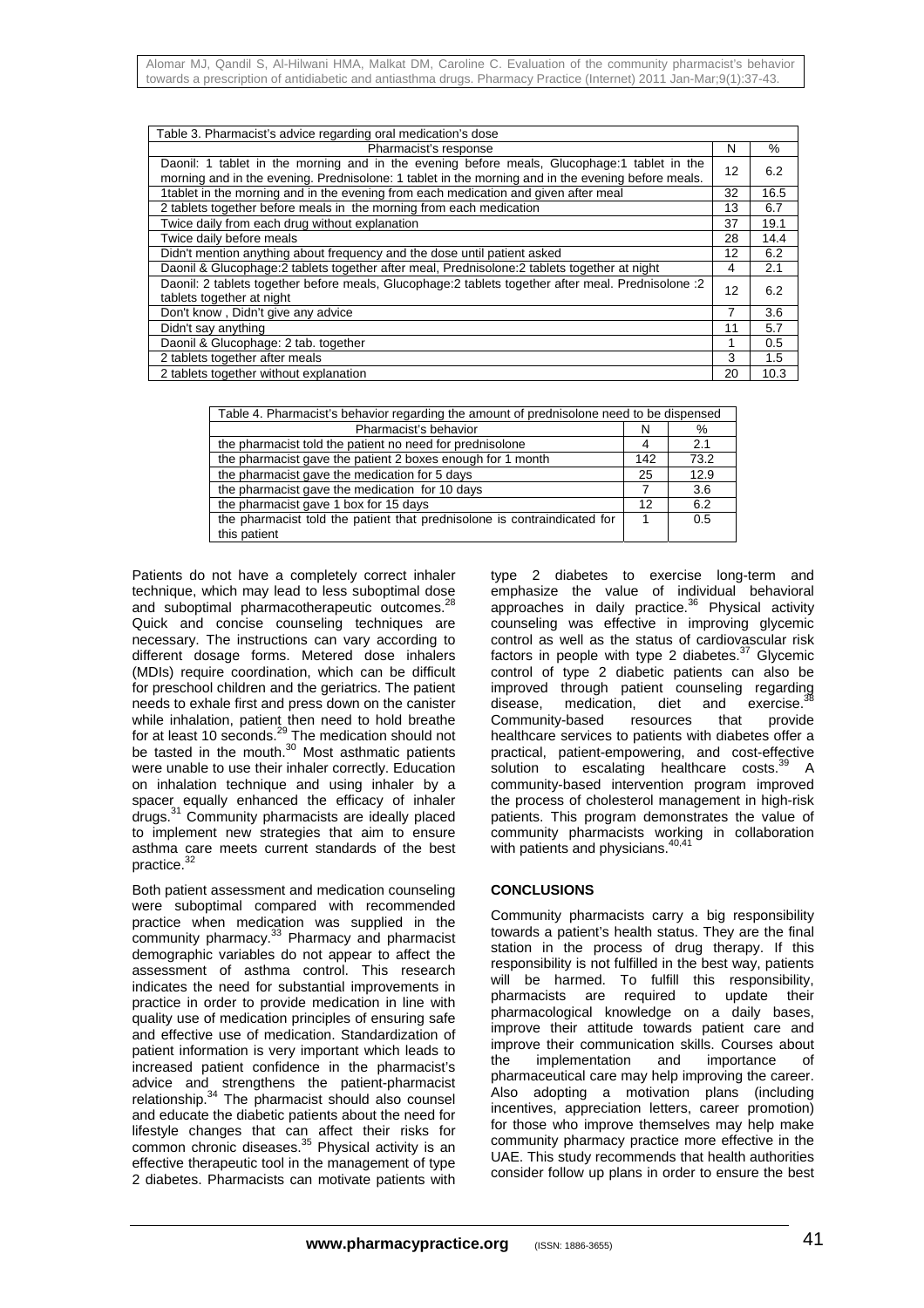| Table 3. Pharmacist's advice regarding oral medication's dose | | |
|---|---|---|
| Pharmacist's response | N | % |
| Daonil: 1 tablet in the morning and in the evening before meals, Glucophage:1 tablet in the morning and in the evening. Prednisolone: 1 tablet in the morning and in the evening before meals. | 12 | 6.2 |
| 1tablet in the morning and in the evening from each medication and given after meal | 32 | 16.5 |
| 2 tablets together before meals in the morning from each medication | 13 | 6.7 |
| Twice daily from each drug without explanation | 37 | 19.1 |
| Twice daily before meals | 28 | 14.4 |
| Didn't mention anything about frequency and the dose until patient asked | 12 | 6.2 |
| Daonil & Glucophage:2 tablets together after meal, Prednisolone:2 tablets together at night | 4 | 2.1 |
| Daonil: 2 tablets together before meals, Glucophage:2 tablets together after meal. Prednisolone :2 tablets together at night | 12 | 6.2 |
| Don't know , Didn't give any advice | 7 | 3.6 |
| Didn't say anything | 11 | 5.7 |
| Daonil & Glucophage: 2 tab. together | 1 | 0.5 |
| 2 tablets together after meals | 3 | 1.5 |
| 2 tablets together without explanation | 20 | 10.3 |

| Table 4. Pharmacist's behavior regarding the amount of prednisolone need to be dispensed | | |
|---|---|---|
| Pharmacist's behavior | N | % |
| the pharmacist told the patient no need for prednisolone | 4 | 2.1 |
| the pharmacist gave the patient 2 boxes enough for 1 month | 142 | 73.2 |
| the pharmacist gave the medication for 5 days | 25 | 12.9 |
| the pharmacist gave the medication for 10 days | 7 | 3.6 |
| the pharmacist gave 1 box for 15 days | 12 | 6.2 |
| the pharmacist told the patient that prednisolone is contraindicated for this patient | 1 | 0.5 |

Patients do not have a completely correct inhaler technique, which may lead to less suboptimal dose and suboptimal pharmacotherapeutic outcomes.[28] Quick and concise counseling techniques are necessary. The instructions can vary according to different dosage forms. Metered dose inhalers (MDIs) require coordination, which can be difficult for preschool children and the geriatrics. The patient needs to exhale first and press down on the canister while inhalation, patient then need to hold breathe for at least 10 seconds.[29] The medication should not be tasted in the mouth.[30] Most asthmatic patients were unable to use their inhaler correctly. Education on inhalation technique and using inhaler by a spacer equally enhanced the efficacy of inhaler drugs.[31] Community pharmacists are ideally placed to implement new strategies that aim to ensure asthma care meets current standards of the best practice.[32]

Both patient assessment and medication counseling were suboptimal compared with recommended practice when medication was supplied in the community pharmacy.[33] Pharmacy and pharmacist demographic variables do not appear to affect the assessment of asthma control. This research indicates the need for substantial improvements in practice in order to provide medication in line with quality use of medication principles of ensuring safe and effective use of medication. Standardization of patient information is very important which leads to increased patient confidence in the pharmacist's advice and strengthens the patient-pharmacist relationship.[34] The pharmacist should also counsel and educate the diabetic patients about the need for lifestyle changes that can affect their risks for common chronic diseases.[35] Physical activity is an effective therapeutic tool in the management of type 2 diabetes. Pharmacists can motivate patients with type 2 diabetes to exercise long-term and emphasize the value of individual behavioral approaches in daily practice.[36] Physical activity counseling was effective in improving glycemic control as well as the status of cardiovascular risk factors in people with type 2 diabetes.[37] Glycemic control of type 2 diabetic patients can also be improved through patient counseling regarding disease, medication, diet and exercise.[38] Community-based resources that provide healthcare services to patients with diabetes offer a practical, patient-empowering, and cost-effective solution to escalating healthcare costs.[39] A community-based intervention program improved the process of cholesterol management in high-risk patients. This program demonstrates the value of community pharmacists working in collaboration with patients and physicians.[40,41]

## CONCLUSIONS

Community pharmacists carry a big responsibility towards a patient's health status. They are the final station in the process of drug therapy. If this responsibility is not fulfilled in the best way, patients will be harmed. To fulfill this responsibility, pharmacists are required to update their pharmacological knowledge on a daily bases, improve their attitude towards patient care and improve their communication skills. Courses about the implementation and importance of pharmaceutical care may help improving the career. Also adopting a motivation plans (including incentives, appreciation letters, career promotion) for those who improve themselves may help make community pharmacy practice more effective in the UAE. This study recommends that health authorities consider follow up plans in order to ensure the best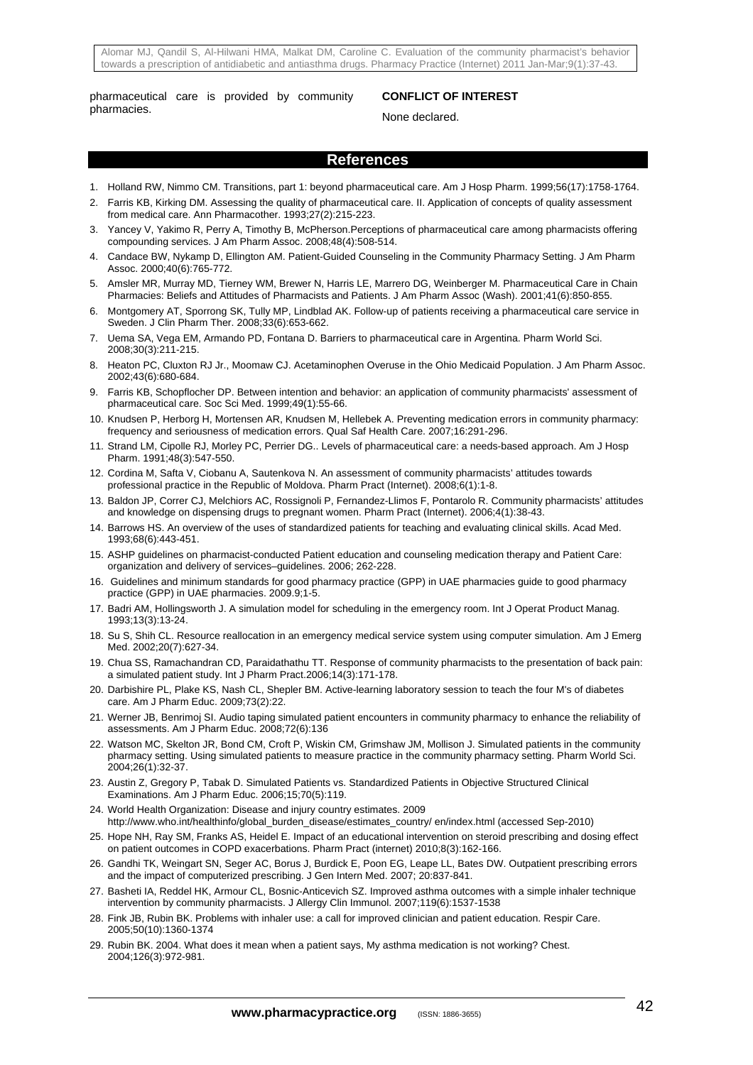pharmaceutical care is provided by community pharmacies.

**CONFLICT OF INTEREST**

None declared.

## References

1. Holland RW, Nimmo CM. Transitions, part 1: beyond pharmaceutical care. Am J Hosp Pharm. 1999;56(17):1758-1764.
2. Farris KB, Kirking DM. Assessing the quality of pharmaceutical care. II. Application of concepts of quality assessment from medical care. Ann Pharmacother. 1993;27(2):215-223.
3. Yancey V, Yakimo R, Perry A, Timothy B, McPherson.Perceptions of pharmaceutical care among pharmacists offering compounding services. J Am Pharm Assoc. 2008;48(4):508-514.
4. Candace BW, Nykamp D, Ellington AM. Patient-Guided Counseling in the Community Pharmacy Setting. J Am Pharm Assoc. 2000;40(6):765-772.
5. Amsler MR, Murray MD, Tierney WM, Brewer N, Harris LE, Marrero DG, Weinberger M. Pharmaceutical Care in Chain Pharmacies: Beliefs and Attitudes of Pharmacists and Patients. J Am Pharm Assoc (Wash). 2001;41(6):850-855.
6. Montgomery AT, Sporrong SK, Tully MP, Lindblad AK. Follow-up of patients receiving a pharmaceutical care service in Sweden. J Clin Pharm Ther. 2008;33(6):653-662.
7. Uema SA, Vega EM, Armando PD, Fontana D. Barriers to pharmaceutical care in Argentina. Pharm World Sci. 2008;30(3):211-215.
8. Heaton PC, Cluxton RJ Jr., Moomaw CJ. Acetaminophen Overuse in the Ohio Medicaid Population. J Am Pharm Assoc. 2002;43(6):680-684.
9. Farris KB, Schopflocher DP. Between intention and behavior: an application of community pharmacists' assessment of pharmaceutical care. Soc Sci Med. 1999;49(1):55-66.
10. Knudsen P, Herborg H, Mortensen AR, Knudsen M, Hellebek A. Preventing medication errors in community pharmacy: frequency and seriousness of medication errors. Qual Saf Health Care. 2007;16:291-296.
11. Strand LM, Cipolle RJ, Morley PC, Perrier DG.. Levels of pharmaceutical care: a needs-based approach. Am J Hosp Pharm. 1991;48(3):547-550.
12. Cordina M, Safta V, Ciobanu A, Sautenkova N. An assessment of community pharmacists' attitudes towards professional practice in the Republic of Moldova. Pharm Pract (Internet). 2008;6(1):1-8.
13. Baldon JP, Correr CJ, Melchiors AC, Rossignoli P, Fernandez-Llimos F, Pontarolo R. Community pharmacists' attitudes and knowledge on dispensing drugs to pregnant women. Pharm Pract (Internet). 2006;4(1):38-43.
14. Barrows HS. An overview of the uses of standardized patients for teaching and evaluating clinical skills. Acad Med. 1993;68(6):443-451.
15. ASHP guidelines on pharmacist-conducted Patient education and counseling medication therapy and Patient Care: organization and delivery of services–guidelines. 2006; 262-228.
16. Guidelines and minimum standards for good pharmacy practice (GPP) in UAE pharmacies guide to good pharmacy practice (GPP) in UAE pharmacies. 2009.9;1-5.
17. Badri AM, Hollingsworth J. A simulation model for scheduling in the emergency room. Int J Operat Product Manag. 1993;13(3):13-24.
18. Su S, Shih CL. Resource reallocation in an emergency medical service system using computer simulation. Am J Emerg Med. 2002;20(7):627-34.
19. Chua SS, Ramachandran CD, Paraidathathu TT. Response of community pharmacists to the presentation of back pain: a simulated patient study. Int J Pharm Pract.2006;14(3):171-178.
20. Darbishire PL, Plake KS, Nash CL, Shepler BM. Active-learning laboratory session to teach the four M's of diabetes care. Am J Pharm Educ. 2009;73(2):22.
21. Werner JB, Benrimoj SI. Audio taping simulated patient encounters in community pharmacy to enhance the reliability of assessments. Am J Pharm Educ. 2008;72(6):136
22. Watson MC, Skelton JR, Bond CM, Croft P, Wiskin CM, Grimshaw JM, Mollison J. Simulated patients in the community pharmacy setting. Using simulated patients to measure practice in the community pharmacy setting. Pharm World Sci. 2004;26(1):32-37.
23. Austin Z, Gregory P, Tabak D. Simulated Patients vs. Standardized Patients in Objective Structured Clinical Examinations. Am J Pharm Educ. 2006;15;70(5):119.
24. World Health Organization: Disease and injury country estimates. 2009 http://www.who.int/healthinfo/global_burden_disease/estimates_country/ en/index.html (accessed Sep-2010)
25. Hope NH, Ray SM, Franks AS, Heidel E. Impact of an educational intervention on steroid prescribing and dosing effect on patient outcomes in COPD exacerbations. Pharm Pract (internet) 2010;8(3):162-166.
26. Gandhi TK, Weingart SN, Seger AC, Borus J, Burdick E, Poon EG, Leape LL, Bates DW. Outpatient prescribing errors and the impact of computerized prescribing. J Gen Intern Med. 2007; 20:837-841.
27. Basheti IA, Reddel HK, Armour CL, Bosnic-Anticevich SZ. Improved asthma outcomes with a simple inhaler technique intervention by community pharmacists. J Allergy Clin Immunol. 2007;119(6):1537-1538
28. Fink JB, Rubin BK. Problems with inhaler use: a call for improved clinician and patient education. Respir Care. 2005;50(10):1360-1374
29. Rubin BK. 2004. What does it mean when a patient says, My asthma medication is not working? Chest. 2004;126(3):972-981.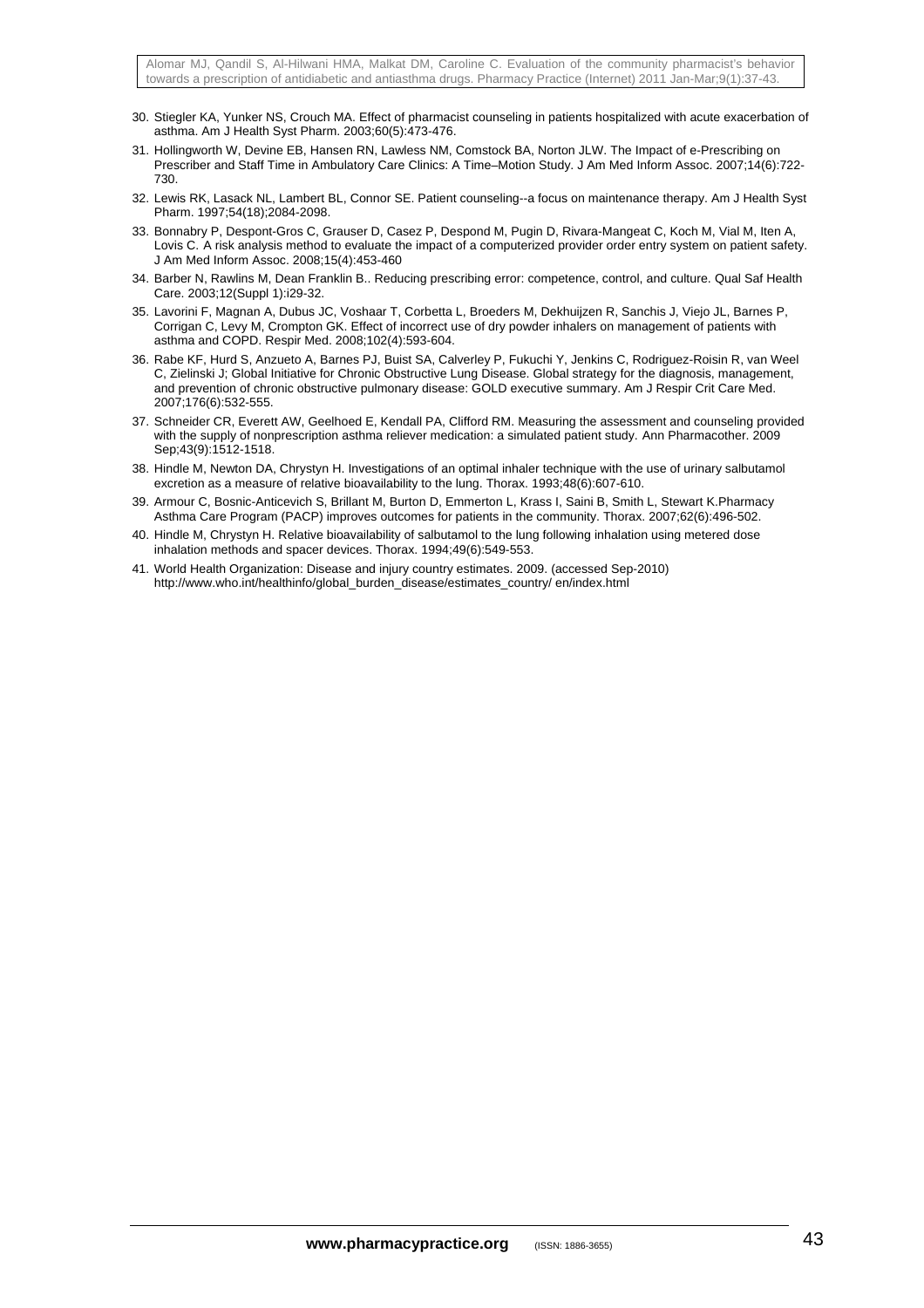30. Stiegler KA, Yunker NS, Crouch MA. Effect of pharmacist counseling in patients hospitalized with acute exacerbation of asthma. Am J Health Syst Pharm. 2003;60(5):473-476.
31. Hollingworth W, Devine EB, Hansen RN, Lawless NM, Comstock BA, Norton JLW. The Impact of e-Prescribing on Prescriber and Staff Time in Ambulatory Care Clinics: A Time–Motion Study. J Am Med Inform Assoc. 2007;14(6):722-730.
32. Lewis RK, Lasack NL, Lambert BL, Connor SE. Patient counseling--a focus on maintenance therapy. Am J Health Syst Pharm. 1997;54(18);2084-2098.
33. Bonnabry P, Despont-Gros C, Grauser D, Casez P, Despond M, Pugin D, Rivara-Mangeat C, Koch M, Vial M, Iten A, Lovis C. A risk analysis method to evaluate the impact of a computerized provider order entry system on patient safety. J Am Med Inform Assoc. 2008;15(4):453-460
34. Barber N, Rawlins M, Dean Franklin B.. Reducing prescribing error: competence, control, and culture. Qual Saf Health Care. 2003;12(Suppl 1):i29-32.
35. Lavorini F, Magnan A, Dubus JC, Voshaar T, Corbetta L, Broeders M, Dekhuijzen R, Sanchis J, Viejo JL, Barnes P, Corrigan C, Levy M, Crompton GK. Effect of incorrect use of dry powder inhalers on management of patients with asthma and COPD. Respir Med. 2008;102(4):593-604.
36. Rabe KF, Hurd S, Anzueto A, Barnes PJ, Buist SA, Calverley P, Fukuchi Y, Jenkins C, Rodriguez-Roisin R, van Weel C, Zielinski J; Global Initiative for Chronic Obstructive Lung Disease. Global strategy for the diagnosis, management, and prevention of chronic obstructive pulmonary disease: GOLD executive summary. Am J Respir Crit Care Med. 2007;176(6):532-555.
37. Schneider CR, Everett AW, Geelhoed E, Kendall PA, Clifford RM. Measuring the assessment and counseling provided with the supply of nonprescription asthma reliever medication: a simulated patient study. Ann Pharmacother. 2009 Sep;43(9):1512-1518.
38. Hindle M, Newton DA, Chrystyn H. Investigations of an optimal inhaler technique with the use of urinary salbutamol excretion as a measure of relative bioavailability to the lung. Thorax. 1993;48(6):607-610.
39. Armour C, Bosnic-Anticevich S, Brillant M, Burton D, Emmerton L, Krass I, Saini B, Smith L, Stewart K.Pharmacy Asthma Care Program (PACP) improves outcomes for patients in the community. Thorax. 2007;62(6):496-502.
40. Hindle M, Chrystyn H. Relative bioavailability of salbutamol to the lung following inhalation using metered dose inhalation methods and spacer devices. Thorax. 1994;49(6):549-553.
41. World Health Organization: Disease and injury country estimates. 2009. (accessed Sep-2010) http://www.who.int/healthinfo/global_burden_disease/estimates_country/ en/index.html